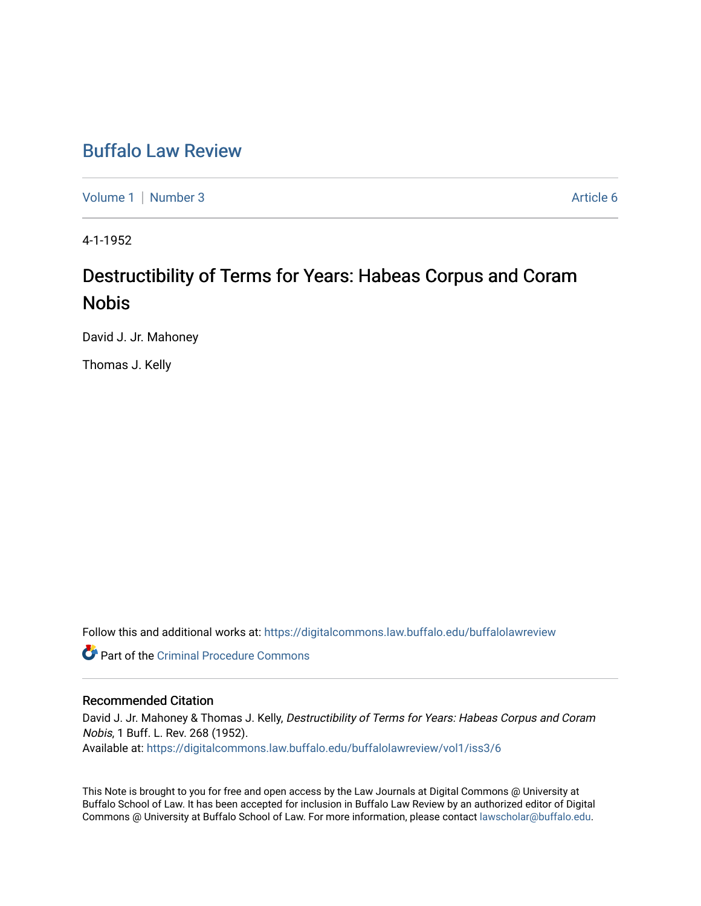# Buffalo Law Review

Volume 1 | Number 3 Article 6

4-1-1952

## Destructibility of Terms for Years: Habeas Corpus and Coram Nobis

David J. Jr. Mahoney

Thomas J. Kelly

Follow this and additional works at: https://digitalcommons.law.buffalo.edu/buffalolawreview

Part of the Criminal Procedure Commons

### Recommended Citation

David J. Jr. Mahoney & Thomas J. Kelly, *Destructibility of Terms for Years: Habeas Corpus and Coram Nobis*, 1 Buff. L. Rev. 268 (1952).
Available at: https://digitalcommons.law.buffalo.edu/buffalolawreview/vol1/iss3/6

This Note is brought to you for free and open access by the Law Journals at Digital Commons @ University at Buffalo School of Law. It has been accepted for inclusion in Buffalo Law Review by an authorized editor of Digital Commons @ University at Buffalo School of Law. For more information, please contact lawscholar@buffalo.edu.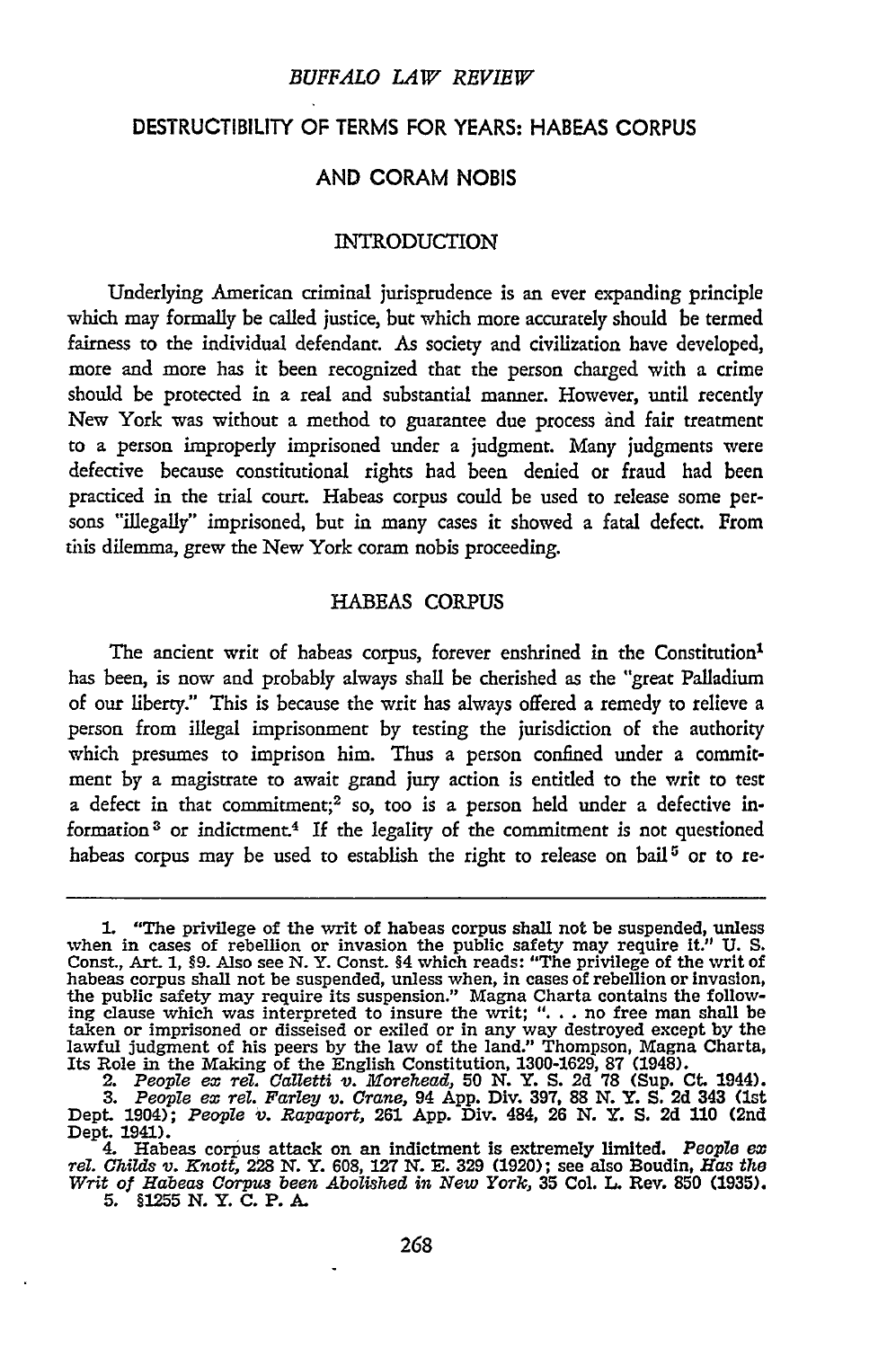# DESTRUCTIBILITY OF TERMS FOR YEARS: HABEAS CORPUS AND CORAM NOBIS

## INTRODUCTION

Underlying American criminal jurisprudence is an ever expanding principle which may formally be called justice, but which more accurately should be termed fairness to the individual defendant. As society and civilization have developed, more and more has it been recognized that the person charged with a crime should be protected in a real and substantial manner. However, until recently New York was without a method to guarantee due process and fair treatment to a person improperly imprisoned under a judgment. Many judgments were defective because constitutional rights had been denied or fraud had been practiced in the trial court. Habeas corpus could be used to release some persons "illegally" imprisoned, but in many cases it showed a fatal defect. From this dilemma, grew the New York coram nobis proceeding.

## HABEAS CORPUS

The ancient writ of habeas corpus, forever enshrined in the Constitution[1] has been, is now and probably always shall be cherished as the "great Palladium of our liberty." This is because the writ has always offered a remedy to relieve a person from illegal imprisonment by testing the jurisdiction of the authority which presumes to imprison him. Thus a person confined under a commitment by a magistrate to await grand jury action is entitled to the writ to test a defect in that commitment;[2] so, too is a person held under a defective information[3] or indictment.[4] If the legality of the commitment is not questioned habeas corpus may be used to establish the right to release on bail[5] or to re-

---

1. "The privilege of the writ of habeas corpus shall not be suspended, unless when in cases of rebellion or invasion the public safety may require it." U. S. Const., Art. 1, §9. Also see N. Y. Const. §4 which reads: "The privilege of the writ of habeas corpus shall not be suspended, unless when, in cases of rebellion or invasion, the public safety may require its suspension." Magna Charta contains the following clause which was interpreted to insure the writ; ". . . no free man shall be taken or imprisoned or disseised or exiled or in any way destroyed except by the lawful judgment of his peers by the law of the land." Thompson, Magna Charta, Its Role in the Making of the English Constitution, 1300-1629, 87 (1948).

2. *People ex rel. Calletti v. Morehead,* 50 N. Y. S. 2d 78 (Sup. Ct. 1944).

3. *People ex rel. Farley v. Crane,* 94 App. Div. 397, 88 N. Y. S. 2d 343 (1st Dept. 1904); *People v. Rapaport,* 261 App. Div. 484, 26 N. Y. S. 2d 110 (2nd Dept. 1941).

4. Habeas corpus attack on an indictment is extremely limited. *People ex rel. Childs v. Knott,* 228 N. Y. 608, 127 N. E. 329 (1920); see also Boudin, *Has the Writ of Habeas Corpus been Abolished in New York,* 35 Col. L. Rev. 850 (1935).

5. §1255 N. Y. C. P. A.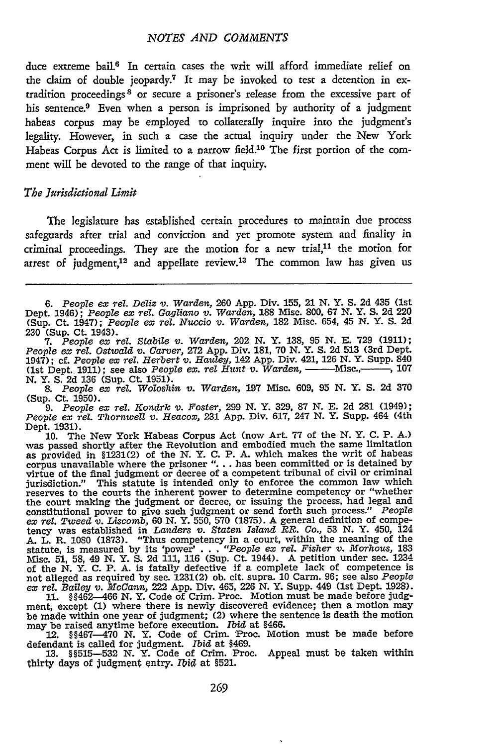duce extreme bail.[6] In certain cases the writ will afford immediate relief on the claim of double jeopardy.[7] It may be invoked to test a detention in extradition proceedings[8] or secure a prisoner's release from the excessive part of his sentence.[9] Even when a person is imprisoned by authority of a judgment habeas corpus may be employed to collaterally inquire into the judgment's legality. However, in such a case the actual inquiry under the New York Habeas Corpus Act is limited to a narrow field.[10] The first portion of the comment will be devoted to the range of that inquiry.

### *The Jurisdictional Limit*

The legislature has established certain procedures to maintain due process safeguards after trial and conviction and yet promote system and finality in criminal proceedings. They are the motion for a new trial,[11] the motion for arrest of judgment,[12] and appellate review.[13] The common law has given us

---

6. *People ex rel. Deliz v. Warden*, 260 App. Div. 155, 21 N. Y. S. 2d 435 (1st Dept. 1946); *People ex rel. Gagliano v. Warden*, 188 Misc. 800, 67 N. Y. S. 2d 220 (Sup. Ct. 1947); *People ex rel. Nuccio v. Warden*, 182 Misc. 654, 45 N. Y. S. 2d 230 (Sup. Ct. 1943).

7. *People ex rel. Stabile v. Warden*, 202 N. Y. 138, 95 N. E. 729 (1911); *People ex rel. Ostwald v. Carver*, 272 App. Div. 181, 70 N. Y. S. 2d 513 (3rd Dept. 1947); cf. *People ex rel. Herbert v. Hauley*, 142 App. Div. 421, 126 N. Y. Supp. 840 (1st Dept. 1911); see also *People ex. rel Hunt v. Warden*, ——Misc.,——, 107 N. Y. S. 2d 136 (Sup. Ct. 1951).

8. *People ex rel. Woloshin v. Warden*, 197 Misc. 609, 95 N. Y. S. 2d 370 (Sup. Ct. 1950).

9. *People ex rel. Kondrk v. Foster*, 299 N. Y. 329, 87 N. E. 2d 281 (1949); *People ex rel. Thornwell v. Heacox*, 231 App. Div. 617, 247 N. Y. Supp. 464 (4th Dept. 1931).

10. The New York Habeas Corpus Act (now Art. 77 of the N. Y. C. P. A.) was passed shortly after the Revolution and embodied much the same limitation as provided in §1231(2) of the N. Y. C. P. A. which makes the writ of habeas corpus unavailable where the prisoner "... has been committed or is detained by virtue of the final judgment or decree of a competent tribunal of civil or criminal jurisdiction." This statute is intended only to enforce the common law which reserves to the courts the inherent power to determine competency or "whether the court making the judgment or decree, or issuing the process, had legal and constitutional power to give such judgment or send forth such process." *People ex rel. Tweed v. Liscomb*, 60 N. Y. 550, 570 (1875). A general definition of competency was established in *Landers v. Staten Island RR. Co.*, 53 N. Y. 450, 124 A. L. R. 1080 (1873). "Thus competency in a court, within the meaning of the statute, is measured by its 'power' ... "*People ex rel. Fisher v. Morhous*, 183 Misc. 51, 58, 49 N. Y. S. 2d 111, 116 (Sup. Ct. 1944). A petition under sec. 1234 of the N. Y. C. P. A. is fatally defective if a complete lack of competence is not alleged as required by sec. 1231(2) ob. cit. supra. 10 Carm. 96; see also *People ex rel. Bailey v. McCann*, 222 App. Div. 465, 226 N. Y. Supp. 449 (1st Dept. 1928).

11. §§462—466 N. Y. Code of Crim. Proc. Motion must be made before judgment, except (1) where there is newly discovered evidence; then a motion may be made within one year of judgment; (2) where the sentence is death the motion may be raised anytime before execution. *Ibid* at §466.

12. §§467—470 N. Y. Code of Crim. Proc. Motion must be made before defendant is called for judgment. *Ibid* at §469.

13. §§515—532 N. Y. Code of Crim. Proc. Appeal must be taken within thirty days of judgment entry. *Ibid* at §521.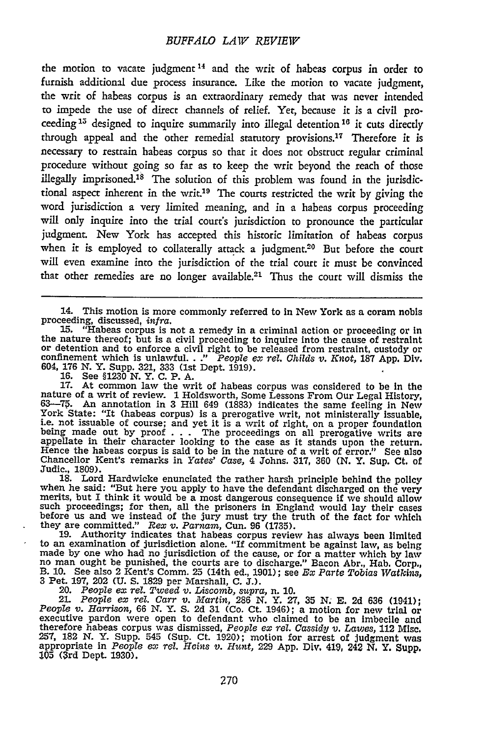the motion to vacate judgment[14] and the writ of habeas corpus in order to furnish additional due process insurance. Like the motion to vacate judgment, the writ of habeas corpus is an extraordinary remedy that was never intended to impede the use of direct channels of relief. Yet, because it is a civil proceeding[15] designed to inquire summarily into illegal detention[16] it cuts directly through appeal and the other remedial statutory provisions.[17] Therefore it is necessary to restrain habeas corpus so that it does not obstruct regular criminal procedure without going so far as to keep the writ beyond the reach of those illegally imprisoned.[18] The solution of this problem was found in the jurisdictional aspect inherent in the writ.[19] The courts restricted the writ by giving the word jurisdiction a very limited meaning, and in a habeas corpus proceeding will only inquire into the trial court's jurisdiction to pronounce the particular judgment. New York has accepted this historic limitation of habeas corpus when it is employed to collaterally attack a judgment.[20] But before the court will even examine into the jurisdiction of the trial court it must be convinced that other remedies are no longer available.[21] Thus the court will dismiss the

---

14. This motion is more commonly referred to in New York as a coram nobis proceeding, discussed, *infra*.

15. "Habeas corpus is not a remedy in a criminal action or proceeding or in the nature thereof; but is a civil proceeding to inquire into the cause of restraint or detention and to enforce a civil right to be released from restraint, custody or confinement which is unlawful. . ." *People ex rel. Childs v. Knot*, 187 App. Div. 604, 176 N. Y. Supp. 321, 333 (1st Dept. 1919).

16. See §1230 N. Y. C. P. A.

17. At common law the writ of habeas corpus was considered to be in the nature of a writ of review. 1 Holdsworth, Some Lessons From Our Legal History, 63—75. An annotation in 3 Hill 649 (1883) indicates the same feeling in New York State: "It (habeas corpus) is a prerogative writ, not ministerially issuable, i.e. not issuable of course; and yet it is a writ of right, on a proper foundation being made out by proof . . . The proceedings on all prerogative writs are appellate in their character looking to the case as it stands upon the return. Hence the habeas corpus is said to be in the nature of a writ of error." See also Chancellor Kent's remarks in *Yates' Case*, 4 Johns. 317, 360 (N. Y. Sup. Ct. of Judic., 1809).

18. Lord Hardwicke enunciated the rather harsh principle behind the policy when he said: "But here you apply to have the defendant discharged on the very merits, but I think it would be a most dangerous consequence if we should allow such proceedings; for then, all the prisoners in England would lay their cases before us and we instead of the jury must try the truth of the fact for which they are committed." *Rex v. Parnam*, Cun. 96 (1735).

19. Authority indicates that habeas corpus review has always been limited to an examination of jurisdiction alone. "If commitment be against law, as being made by one who had no jurisdiction of the cause, or for a matter which by law no man ought be punished, the courts are to discharge." Bacon Abr., Hab. Corp., B. 10. See also 2 Kent's Comm. 25 (14th ed., 1901); see *Ex Parte Tobias Watkins*, 3 Pet. 197, 202 (U. S. 1829 per Marshall, C. J.).

20. *People ex rel. Tweed v. Liscomb*, *supra*, n. 10.

21. *People ex rel. Carr v. Martin*, 286 N. Y. 27, 35 N. E. 2d 636 (1941); *People v. Harrison*, 66 N. Y. S. 2d 31 (Co. Ct. 1946); a motion for new trial or executive pardon were open to defendant who claimed to be an imbecile and therefore habeas corpus was dismissed, *People ex rel. Cassidy v. Lawes*, 112 Misc. 257, 182 N. Y. Supp. 545 (Sup. Ct. 1920); motion for arrest of judgment was appropriate in *People ex rel. Heins v. Hunt*, 229 App. Div. 419, 242 N. Y. Supp. 105 (3rd Dept. 1930).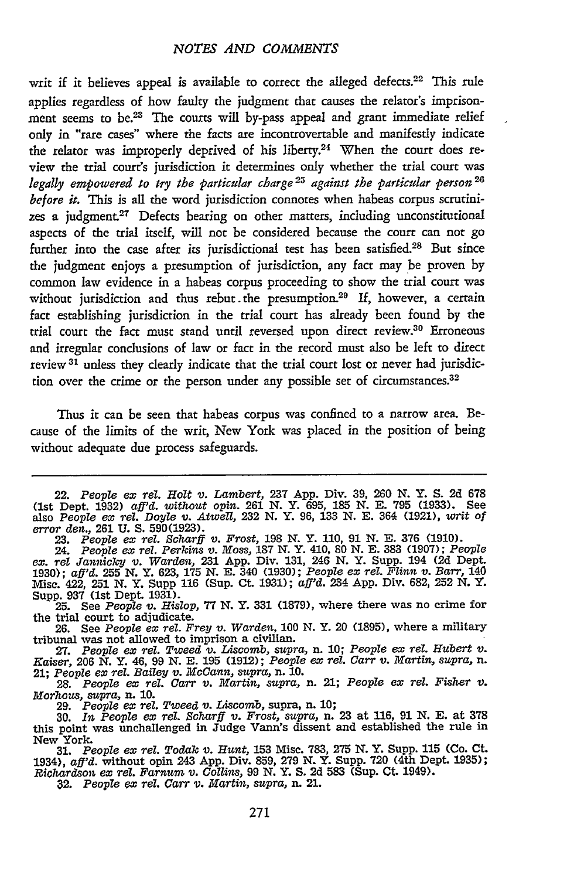writ if it believes appeal is available to correct the alleged defects.[22] This rule applies regardless of how faulty the judgment that causes the relator's imprisonment seems to be.[23] The courts will by-pass appeal and grant immediate relief only in "rare cases" where the facts are incontrovertable and manifestly indicate the relator was improperly deprived of his liberty.[24] When the court does review the trial court's jurisdiction it determines only whether the trial court was *legally empowered to try the particular charge*[25] *against the particular person*[26] *before it.* This is all the word jurisdiction connotes when habeas corpus scrutinizes a judgment.[27] Defects bearing on other matters, including unconstitutional aspects of the trial itself, will not be considered because the court can not go further into the case after its jurisdictional test has been satisfied.[28] But since the judgment enjoys a presumption of jurisdiction, any fact may be proven by common law evidence in a habeas corpus proceeding to show the trial court was without jurisdiction and thus rebut the presumption.[29] If, however, a certain fact establishing jurisdiction in the trial court has already been found by the trial court the fact must stand until reversed upon direct review.[30] Erroneous and irregular conclusions of law or fact in the record must also be left to direct review[31] unless they clearly indicate that the trial court lost or never had jurisdiction over the crime or the person under any possible set of circumstances.[32]

Thus it can be seen that habeas corpus was confined to a narrow area. Because of the limits of the writ, New York was placed in the position of being without adequate due process safeguards.

---

22. *People ex rel. Holt v. Lambert,* 237 App. Div. 39, 260 N. Y. S. 2d 678 (1st Dept. 1932) *aff'd. without opin.* 261 N. Y. 695, 185 N. E. 795 (1933). See also *People ex rel. Doyle v. Atwell,* 232 N. Y. 96, 133 N. E. 364 (1921), *writ of error den.,* 261 U. S. 590(1923).

23. *People ex rel. Scharff v. Frost,* 198 N. Y. 110, 91 N. E. 376 (1910).

24. *People ex rel. Perkins v. Moss,* 187 N. Y. 410, 80 N. E. 383 (1907); *People ex. rel Jannicky v. Warden,* 231 App. Div. 131, 246 N. Y. Supp. 194 (2d Dept. 1930); *aff'd.* 255 N. Y. 623, 175 N. E. 340 (1930); *People ex rel. Flinn v. Barr,* 140 Misc. 422, 251 N. Y. Supp 116 (Sup. Ct. 1931); *aff'd.* 234 App. Div. 682, 252 N. Y. Supp. 937 (1st Dept. 1931).

25. See *People v. Hislop,* 77 N. Y. 331 (1879), where there was no crime for the trial court to adjudicate.

26. See *People ex rel. Frey v. Warden,* 100 N. Y. 20 (1895), where a military tribunal was not allowed to imprison a civilian.

27. *People ex rel. Tweed v. Liscomb, supra,* n. 10; *People ex rel. Hubert v. Kaiser,* 206 N. Y. 46, 99 N. E. 195 (1912); *People ex rel. Carr v. Martin, supra,* n. 21; *People ex rel. Bailey v. McCann, supra,* n. 10.

28. *People ex rel. Carr v. Martin, supra,* n. 21; *People ex rel. Fisher v. Morhous, supra,* n. 10.

29. *People ex rel. Tweed v. Liscomb,* supra, n. 10;

30. *In People ex rel. Scharff v. Frost, supra,* n. 23 at 116, 91 N. E. at 378 this point was unchallenged in Judge Vann's dissent and established the rule in New York.

31. *People ex rel. Todak v. Hunt,* 153 Misc. 783, 275 N. Y. Supp. 115 (Co. Ct. 1934), *aff'd.* without opin 243 App. Div. 859, 279 N. Y. Supp. 720 (4th Dept. 1935); *Richardson ex rel. Farnum v. Collins,* 99 N. Y. S. 2d 583 (Sup. Ct. 1949).

32. *People ex rel. Carr v. Martin, supra,* n. 21.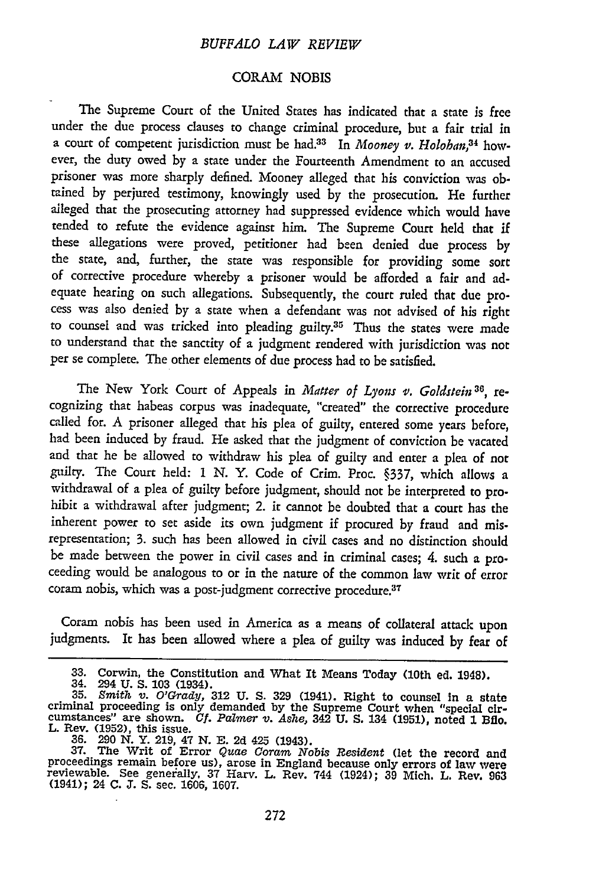## CORAM NOBIS

The Supreme Court of the United States has indicated that a state is free under the due process clauses to change criminal procedure, but a fair trial in a court of competent jurisdiction must be had.[33] In *Mooney v. Holohan*,[34] however, the duty owed by a state under the Fourteenth Amendment to an accused prisoner was more sharply defined. Mooney alleged that his conviction was obtained by perjured testimony, knowingly used by the prosecution. He further alleged that the prosecuting attorney had suppressed evidence which would have tended to refute the evidence against him. The Supreme Court held that if these allegations were proved, petitioner had been denied due process by the state, and, further, the state was responsible for providing some sort of corrective procedure whereby a prisoner would be afforded a fair and adequate hearing on such allegations. Subsequently, the court ruled that due process was also denied by a state when a defendant was not advised of his right to counsel and was tricked into pleading guilty.[35] Thus the states were made to understand that the sanctity of a judgment rendered with jurisdiction was not per se complete. The other elements of due process had to be satisfied.

The New York Court of Appeals in *Matter of Lyons v. Goldstein*[36], recognizing that habeas corpus was inadequate, "created" the corrective procedure called for. A prisoner alleged that his plea of guilty, entered some years before, had been induced by fraud. He asked that the judgment of conviction be vacated and that he be allowed to withdraw his plea of guilty and enter a plea of not guilty. The Court held: 1 N. Y. Code of Crim. Proc. §337, which allows a withdrawal of a plea of guilty before judgment, should not be interpreted to prohibit a withdrawal after judgment; 2. it cannot be doubted that a court has the inherent power to set aside its own judgment if procured by fraud and misrepresentation; 3. such has been allowed in civil cases and no distinction should be made between the power in civil cases and in criminal cases; 4. such a proceeding would be analogous to or in the nature of the common law writ of error coram nobis, which was a post-judgment corrective procedure.[37]

Coram nobis has been used in America as a means of collateral attack upon judgments. It has been allowed where a plea of guilty was induced by fear of

---

33. Corwin, the Constitution and What It Means Today (10th ed. 1948).

34. 294 U. S. 103 (1934).

35. *Smith v. O'Grady*, 312 U. S. 329 (1941). Right to counsel in a state criminal proceeding is only demanded by the Supreme Court when "special circumstances" are shown. *Cf. Palmer v. Ashe*, 342 U. S. 134 (1951), noted 1 Bflo. L. Rev. (1952), this issue.

36. 290 N. Y. 219, 47 N. E. 2d 425 (1943).

37. The Writ of Error *Quae Coram Nobis Resident* (let the record and proceedings remain before us), arose in England because only errors of law were reviewable. See generally, 37 Harv. L. Rev. 744 (1924); 39 Mich. L. Rev. 963 (1941); 24 C. J. S. sec. 1606, 1607.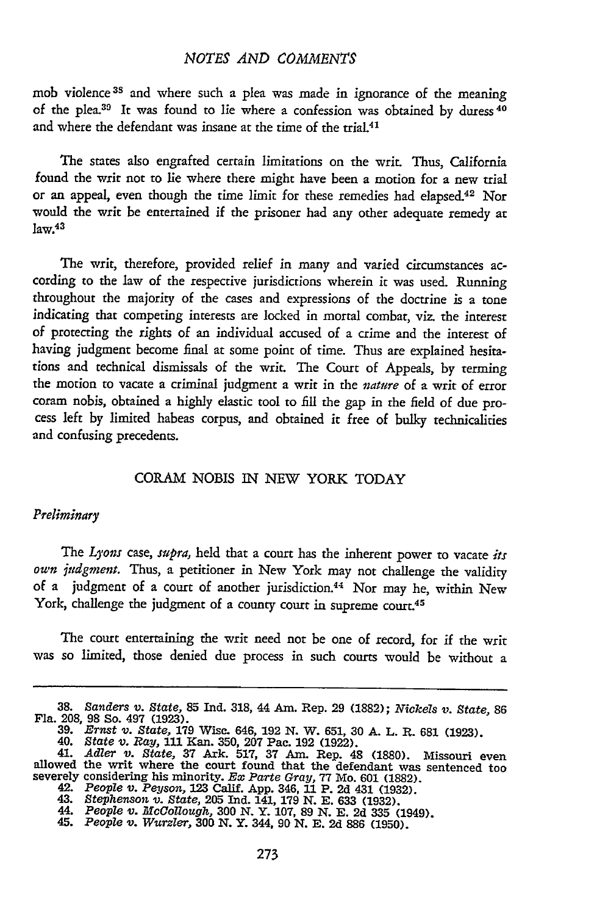mob violence[38] and where such a plea was made in ignorance of the meaning of the plea.[39] It was found to lie where a confession was obtained by duress[40] and where the defendant was insane at the time of the trial.[41]

The states also engrafted certain limitations on the writ. Thus, California found the writ not to lie where there might have been a motion for a new trial or an appeal, even though the time limit for these remedies had elapsed.[42] Nor would the writ be entertained if the prisoner had any other adequate remedy at law.[43]

The writ, therefore, provided relief in many and varied circumstances according to the law of the respective jurisdictions wherein it was used. Running throughout the majority of the cases and expressions of the doctrine is a tone indicating that competing interests are locked in mortal combat, viz. the interest of protecting the rights of an individual accused of a crime and the interest of having judgment become final at some point of time. Thus are explained hesitations and technical dismissals of the writ. The Court of Appeals, by terming the motion to vacate a criminal judgment a writ in the *nature* of a writ of error coram nobis, obtained a highly elastic tool to fill the gap in the field of due process left by limited habeas corpus, and obtained it free of bulky technicalities and confusing precedents.

## CORAM NOBIS IN NEW YORK TODAY

### *Preliminary*

The *Lyons* case, *supra,* held that a court has the inherent power to vacate *its own judgment.* Thus, a petitioner in New York may not challenge the validity of a judgment of a court of another jurisdiction.[44] Nor may he, within New York, challenge the judgment of a county court in supreme court.[45]

The court entertaining the writ need not be one of record, for if the writ was so limited, those denied due process in such courts would be without a

---

38. *Sanders v. State,* 85 Ind. 318, 44 Am. Rep. 29 (1882); *Nickels v. State,* 86 Fla. 208, 98 So. 497 (1923).

39. *Ernst v. State,* 179 Wisc. 646, 192 N. W. 651, 30 A. L. R. 681 (1923).

40. *State v. Ray,* 111 Kan. 350, 207 Pac. 192 (1922).

41. *Adler v. State,* 37 Ark. 517, 37 Am. Rep. 48 (1880). Missouri even allowed the writ where the court found that the defendant was sentenced too severely considering his minority. *Ex Parte Gray,* 77 Mo. 601 (1882).

42. *People v. Peyson,* 123 Calif. App. 346, 11 P. 2d 431 (1932).

43. *Stephenson v. State,* 205 Ind. 141, 179 N. E. 633 (1932).

44. *People v. McCollough,* 300 N. Y. 107, 89 N. E. 2d 335 (1949).

45. *People v. Wurzler,* 300 N. Y. 344, 90 N. E. 2d 886 (1950).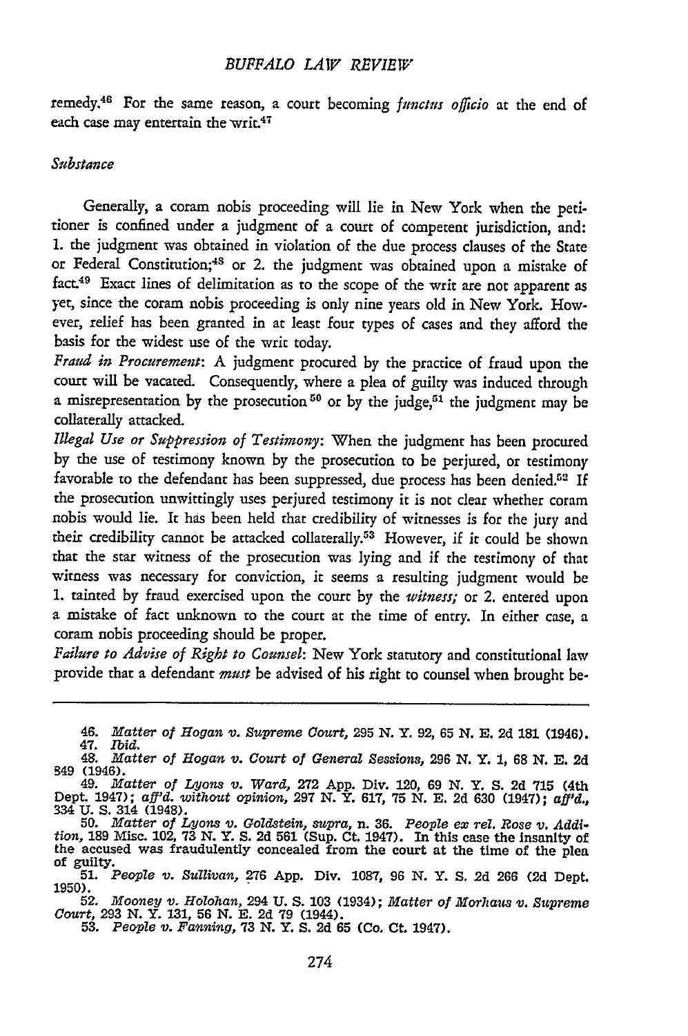remedy.[46] For the same reason, a court becoming *functus officio* at the end of each case may entertain the writ.[47]

### *Substance*

Generally, a coram nobis proceeding will lie in New York when the petitioner is confined under a judgment of a court of competent jurisdiction, and: 1. the judgment was obtained in violation of the due process clauses of the State or Federal Constitution;[48] or 2. the judgment was obtained upon a mistake of fact.[49] Exact lines of delimitation as to the scope of the writ are not apparent as yet, since the coram nobis proceeding is only nine years old in New York. However, relief has been granted in at least four types of cases and they afford the basis for the widest use of the writ today.

*Fraud in Procurement*: A judgment procured by the practice of fraud upon the court will be vacated. Consequently, where a plea of guilty was induced through a misrepresentation by the prosecution[50] or by the judge,[51] the judgment may be collaterally attacked.

*Illegal Use or Suppression of Testimony*: When the judgment has been procured by the use of testimony known by the prosecution to be perjured, or testimony favorable to the defendant has been suppressed, due process has been denied.[52] If the prosecution unwittingly uses perjured testimony it is not clear whether coram nobis would lie. It has been held that credibility of witnesses is for the jury and their credibility cannot be attacked collaterally.[53] However, if it could be shown that the star witness of the prosecution was lying and if the testimony of that witness was necessary for conviction, it seems a resulting judgment would be 1. tainted by fraud exercised upon the court by the *witness;* or 2. entered upon a mistake of fact unknown to the court at the time of entry. In either case, a coram nobis proceeding should be proper.

*Failure to Advise of Right to Counsel*: New York statutory and constitutional law provide that a defendant *must* be advised of his right to counsel when brought be-

---

46. *Matter of Hogan v. Supreme Court,* 295 N. Y. 92, 65 N. E. 2d 181 (1946).

47. *Ibid.*

48. *Matter of Hogan v. Court of General Sessions,* 296 N. Y. 1, 68 N. E. 2d 849 (1946).

49. *Matter of Lyons v. Ward,* 272 App. Div. 120, 69 N. Y. S. 2d 715 (4th Dept. 1947); *aff'd. without opinion,* 297 N. Y. 617, 75 N. E. 2d 630 (1947); *aff'd.,* 334 U. S. 314 (1948).

50. *Matter of Lyons v. Goldstein, supra,* n. 36. *People ex rel. Rose v. Addition,* 189 Misc. 102, 73 N. Y. S. 2d 561 (Sup. Ct. 1947). In this case the insanity of the accused was fraudulently concealed from the court at the time of the plea of guilty.

51. *People v. Sullivan,* 276 App. Div. 1087, 96 N. Y. S. 2d 266 (2d Dept. 1950).

52. *Mooney v. Holohan,* 294 U. S. 103 (1934); *Matter of Morhaus v. Supreme Court,* 293 N. Y. 131, 56 N. E. 2d 79 (1944).

53. *People v. Fanning,* 73 N. Y. S. 2d 65 (Co. Ct. 1947).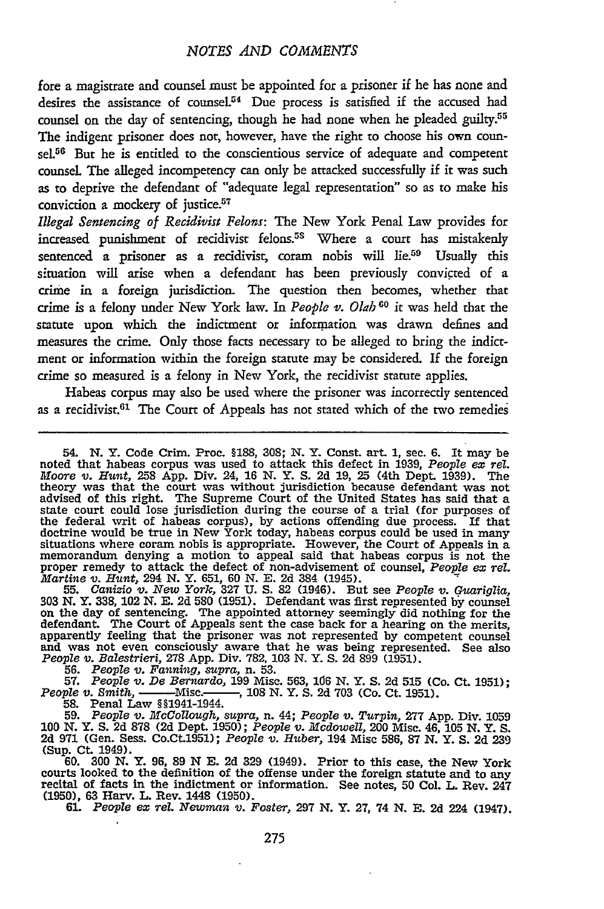fore a magistrate and counsel must be appointed for a prisoner if he has none and desires the assistance of counsel.[54] Due process is satisfied if the accused had counsel on the day of sentencing, though he had none when he pleaded guilty.[55] The indigent prisoner does not, however, have the right to choose his own counsel.[56] But he is entitled to the conscientious service of adequate and competent counsel. The alleged incompetency can only be attacked successfully if it was such as to deprive the defendant of "adequate legal representation" so as to make his conviction a mockery of justice.[57]

*Illegal Sentencing of Recidivist Felons*: The New York Penal Law provides for increased punishment of recidivist felons.[58] Where a court has mistakenly sentenced a prisoner as a recidivist, coram nobis will lie.[59] Usually this situation will arise when a defendant has been previously convicted of a crime in a foreign jurisdiction. The question then becomes, whether that crime is a felony under New York law. In *People v. Olah*[60] it was held that the statute upon which the indictment or information was drawn defines and measures the crime. Only those facts necessary to be alleged to bring the indictment or information within the foreign statute may be considered. If the foreign crime so measured is a felony in New York, the recidivist statute applies.

Habeas corpus may also be used where the prisoner was incorrectly sentenced as a recidivist.[61] The Court of Appeals has not stated which of the two remedies

---

54. N. Y. Code Crim. Proc. §188, 308; N. Y. Const. art. 1, sec. 6. It may be noted that habeas corpus was used to attack this defect in 1939, *People ex rel. Moore v. Hunt*, 258 App. Div. 24, 16 N. Y. S. 2d 19, 25 (4th Dept. 1939). The theory was that the court was without jurisdiction because defendant was not advised of this right. The Supreme Court of the United States has said that a state court could lose jurisdiction during the course of a trial (for purposes of the federal writ of habeas corpus), by actions offending due process. If that doctrine would be true in New York today, habeas corpus could be used in many situations where coram nobis is appropriate. However, the Court of Appeals in a memorandum denying a motion to appeal said that habeas corpus is not the proper remedy to attack the defect of non-advisement of counsel, *People ex rel. Martine v. Hunt*, 294 N. Y. 651, 60 N. E. 2d 384 (1945).

55. *Canizio v. New York*, 327 U. S. 82 (1946). But see *People v. Guariglia*, 303 N. Y. 338, 102 N. E. 2d 580 (1951). Defendant was first represented by counsel on the day of sentencing. The appointed attorney seemingly did nothing for the defendant. The Court of Appeals sent the case back for a hearing on the merits, apparently feeling that the prisoner was not represented by competent counsel and was not even consciously aware that he was being represented. See also *People v. Balestrieri*, 278 App. Div. 782, 103 N. Y. S. 2d 899 (1951).

56. *People v. Fanning, supra*, n. 53.

57. *People v. De Bernardo*, 199 Misc. 563, 106 N. Y. S. 2d 515 (Co. Ct. 1951); *People v. Smith*, ——Misc.——, 108 N. Y. S. 2d 703 (Co. Ct. 1951).

58. Penal Law §§1941-1944.

59. *People v. McCollough, supra*, n. 44; *People v. Turpin*, 277 App. Div. 1059 100 N. Y. S. 2d 878 (2d Dept. 1950); *People v. Mcdowell*, 200 Misc. 46, 105 N. Y. S. 2d 971 (Gen. Sess. Co.Ct.1951); *People v. Huber*, 194 Misc 586, 87 N. Y. S. 2d 239 (Sup. Ct. 1949).

60. 300 N. Y. 96, 89 N E. 2d 329 (1949). Prior to this case, the New York courts looked to the definition of the offense under the foreign statute and to any recital of facts in the indictment or information. See notes, 50 Col. L. Rev. 247 (1950), 63 Harv. L. Rev. 1448 (1950).

61. *People ex rel. Newman v. Foster*, 297 N. Y. 27, 74 N. E. 2d 224 (1947).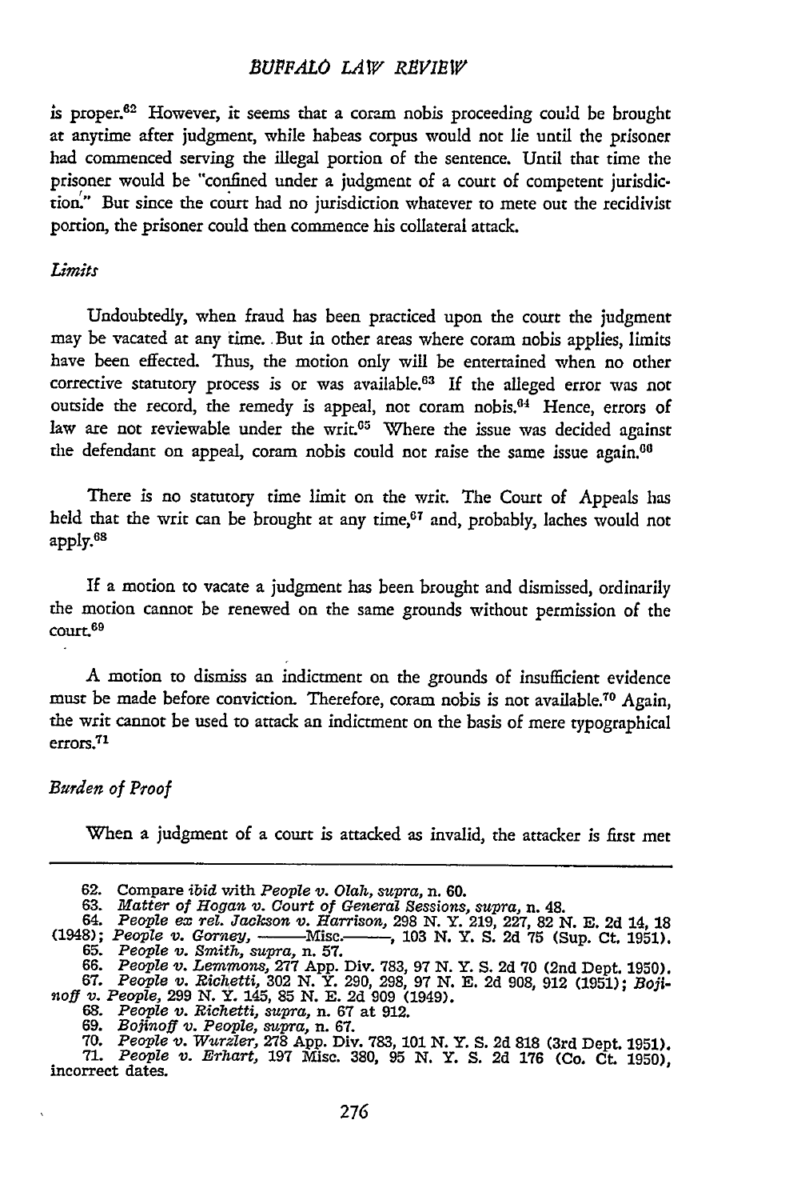is proper.[62] However, it seems that a coram nobis proceeding could be brought at anytime after judgment, while habeas corpus would not lie until the prisoner had commenced serving the illegal portion of the sentence. Until that time the prisoner would be "confined under a judgment of a court of competent jurisdiction." But since the court had no jurisdiction whatever to mete out the recidivist portion, the prisoner could then commence his collateral attack.

*Limits*

Undoubtedly, when fraud has been practiced upon the court the judgment may be vacated at any time. But in other areas where coram nobis applies, limits have been effected. Thus, the motion only will be entertained when no other corrective statutory process is or was available.[63] If the alleged error was not outside the record, the remedy is appeal, not coram nobis.[64] Hence, errors of law are not reviewable under the writ.[65] Where the issue was decided against the defendant on appeal, coram nobis could not raise the same issue again.[66]

There is no statutory time limit on the writ. The Court of Appeals has held that the writ can be brought at any time,[67] and, probably, laches would not apply.[68]

If a motion to vacate a judgment has been brought and dismissed, ordinarily the motion cannot be renewed on the same grounds without permission of the court.[69]

A motion to dismiss an indictment on the grounds of insufficient evidence must be made before conviction. Therefore, coram nobis is not available.[70] Again, the writ cannot be used to attack an indictment on the basis of mere typographical errors.[71]

*Burden of Proof*

When a judgment of a court is attacked as invalid, the attacker is first met

---

62. Compare *ibid* with *People v. Olah, supra*, n. 60.
63. *Matter of Hogan v. Court of General Sessions, supra*, n. 48.
64. *People ex rel. Jackson v. Harrison*, 298 N. Y. 219, 227, 82 N. E. 2d 14, 18 (1948); *People v. Gorney*, ——Misc.——, 103 N. Y. S. 2d 75 (Sup. Ct. 1951).
65. *People v. Smith, supra*, n. 57.
66. *People v. Lemmons*, 277 App. Div. 783, 97 N. Y. S. 2d 70 (2nd Dept. 1950).
67. *People v. Richetti*, 302 N. Y. 290, 298, 97 N. E. 2d 908, 912 (1951); *Bojinoff v. People*, 299 N. Y. 145, 85 N. E. 2d 909 (1949).
68. *People v. Richetti, supra*, n. 67 at 912.
69. *Bojinoff v. People, supra*, n. 67.
70. *People v. Wurzler*, 278 App. Div. 783, 101 N. Y. S. 2d 818 (3rd Dept. 1951).
71. *People v. Erhart*, 197 Misc. 380, 95 N. Y. S. 2d 176 (Co. Ct. 1950), incorrect dates.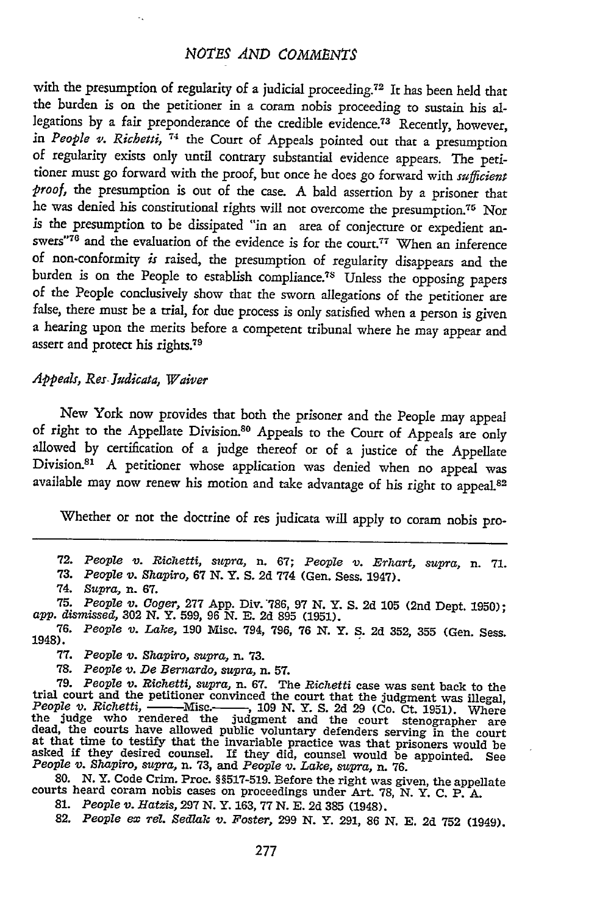with the presumption of regularity of a judicial proceeding.[72] It has been held that the burden is on the petitioner in a coram nobis proceeding to sustain his allegations by a fair preponderance of the credible evidence.[73] Recently, however, in *People v. Richetti,* [74] the Court of Appeals pointed out that a presumption of regularity exists only until contrary substantial evidence appears. The petitioner must go forward with the proof, but once he does go forward with *sufficient proof,* the presumption is out of the case. A bald assertion by a prisoner that he was denied his constitutional rights will not overcome the presumption.[75] Nor is the presumption to be dissipated "in an area of conjecture or expedient answers"[76] and the evaluation of the evidence is for the court.[77] When an inference of non-conformity *is* raised, the presumption of regularity disappears and the burden is on the People to establish compliance.[78] Unless the opposing papers of the People conclusively show that the sworn allegations of the petitioner are false, there must be a trial, for due process is only satisfied when a person is given a hearing upon the merits before a competent tribunal where he may appear and assert and protect his rights.[79]

### *Appeals, Res Judicata, Waiver*

New York now provides that both the prisoner and the People may appeal of right to the Appellate Division.[80] Appeals to the Court of Appeals are only allowed by certification of a judge thereof or of a justice of the Appellate Division.[81] A petitioner whose application was denied when no appeal was available may now renew his motion and take advantage of his right to appeal.[82]

Whether or not the doctrine of res judicata will apply to coram nobis pro-

---

72. *People v. Richetti, supra,* n. 67; *People v. Erhart, supra,* n. 71.

73. *People v. Shapiro,* 67 N. Y. S. 2d 774 (Gen. Sess. 1947).

74. *Supra,* n. 67.

75. *People v. Coger,* 277 App. Div. 786, 97 N. Y. S. 2d 105 (2nd Dept. 1950); *app. dismissed,* 302 N. Y. 599, 96 N. E. 2d 895 (1951).

76. *People v. Lake,* 190 Misc. 794, 796, 76 N. Y. S. 2d 352, 355 (Gen. Sess. 1948).

77. *People v. Shapiro, supra,* n. 73.

78. *People v. De Bernardo, supra,* n. 57.

79. *People v. Richetti, supra,* n. 67. The *Richetti* case was sent back to the trial court and the petitioner convinced the court that the judgment was illegal, *People v. Richetti,* ——Misc.——, 109 N. Y. S. 2d 29 (Co. Ct. 1951). Where the judge who rendered the judgment and the court stenographer are dead, the courts have allowed public voluntary defenders serving in the court at that time to testify that the invariable practice was that prisoners would be asked if they desired counsel. If they did, counsel would be appointed. See *People v. Shapiro, supra,* n. 73, and *People v. Lake, supra,* n. 76.

80. N. Y. Code Crim. Proc. §§517-519. Before the right was given, the appellate courts heard coram nobis cases on proceedings under Art. 78, N. Y. C. P. A.

81. *People v. Hatzis,* 297 N. Y. 163, 77 N. E. 2d 385 (1948).

82. *People ex rel. Sedlak v. Foster,* 299 N. Y. 291, 86 N. E. 2d 752 (1949).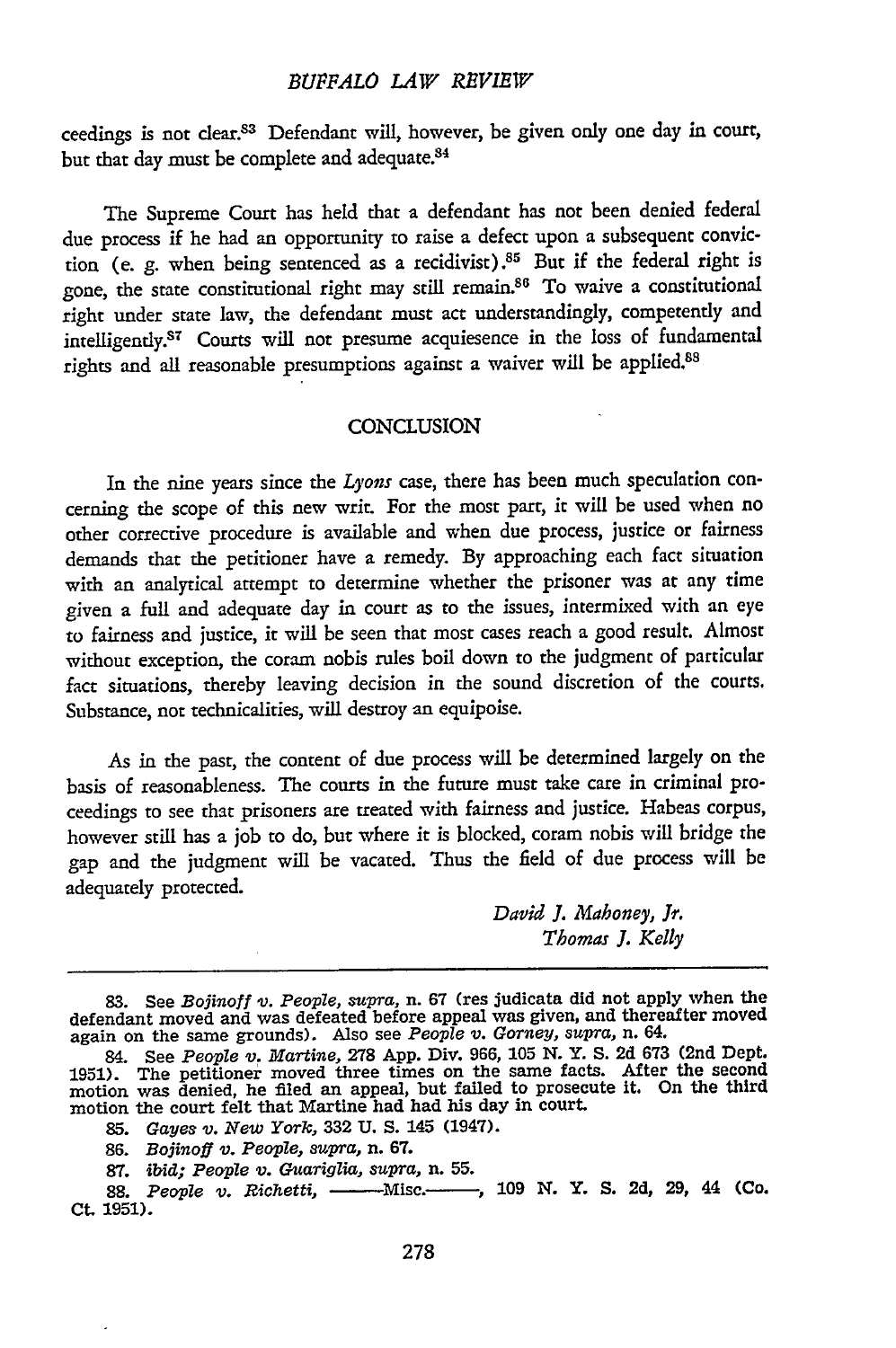ceedings is not clear.[83] Defendant will, however, be given only one day in court, but that day must be complete and adequate.[84]

The Supreme Court has held that a defendant has not been denied federal due process if he had an opportunity to raise a defect upon a subsequent conviction (e. g. when being sentenced as a recidivist).[85] But if the federal right is gone, the state constitutional right may still remain.[86] To waive a constitutional right under state law, the defendant must act understandingly, competently and intelligently.[87] Courts will not presume acquiesence in the loss of fundamental rights and all reasonable presumptions against a waiver will be applied.[88]

## CONCLUSION

In the nine years since the *Lyons* case, there has been much speculation concerning the scope of this new writ. For the most part, it will be used when no other corrective procedure is available and when due process, justice or fairness demands that the petitioner have a remedy. By approaching each fact situation with an analytical attempt to determine whether the prisoner was at any time given a full and adequate day in court as to the issues, intermixed with an eye to fairness and justice, it will be seen that most cases reach a good result. Almost without exception, the coram nobis rules boil down to the judgment of particular fact situations, thereby leaving decision in the sound discretion of the courts. Substance, not technicalities, will destroy an equipoise.

As in the past, the content of due process will be determined largely on the basis of reasonableness. The courts in the future must take care in criminal proceedings to see that prisoners are treated with fairness and justice. Habeas corpus, however still has a job to do, but where it is blocked, coram nobis will bridge the gap and the judgment will be vacated. Thus the field of due process will be adequately protected.

*David J. Mahoney, Jr.*
*Thomas J. Kelly*

---

83. See *Bojinoff v. People, supra*, n. 67 (res judicata did not apply when the defendant moved and was defeated before appeal was given, and thereafter moved again on the same grounds). Also see *People v. Gorney, supra*, n. 64.

84. See *People v. Martine*, 278 App. Div. 966, 105 N. Y. S. 2d 673 (2nd Dept. 1951). The petitioner moved three times on the same facts. After the second motion was denied, he filed an appeal, but failed to prosecute it. On the third motion the court felt that Martine had had his day in court.

85. *Gayes v. New York*, 332 U. S. 145 (1947).

86. *Bojinoff v. People, supra*, n. 67.

87. *ibid; People v. Guariglia, supra*, n. 55.

88. *People v. Richetti*, ——Misc.——, 109 N. Y. S. 2d, 29, 44 (Co. Ct. 1951).